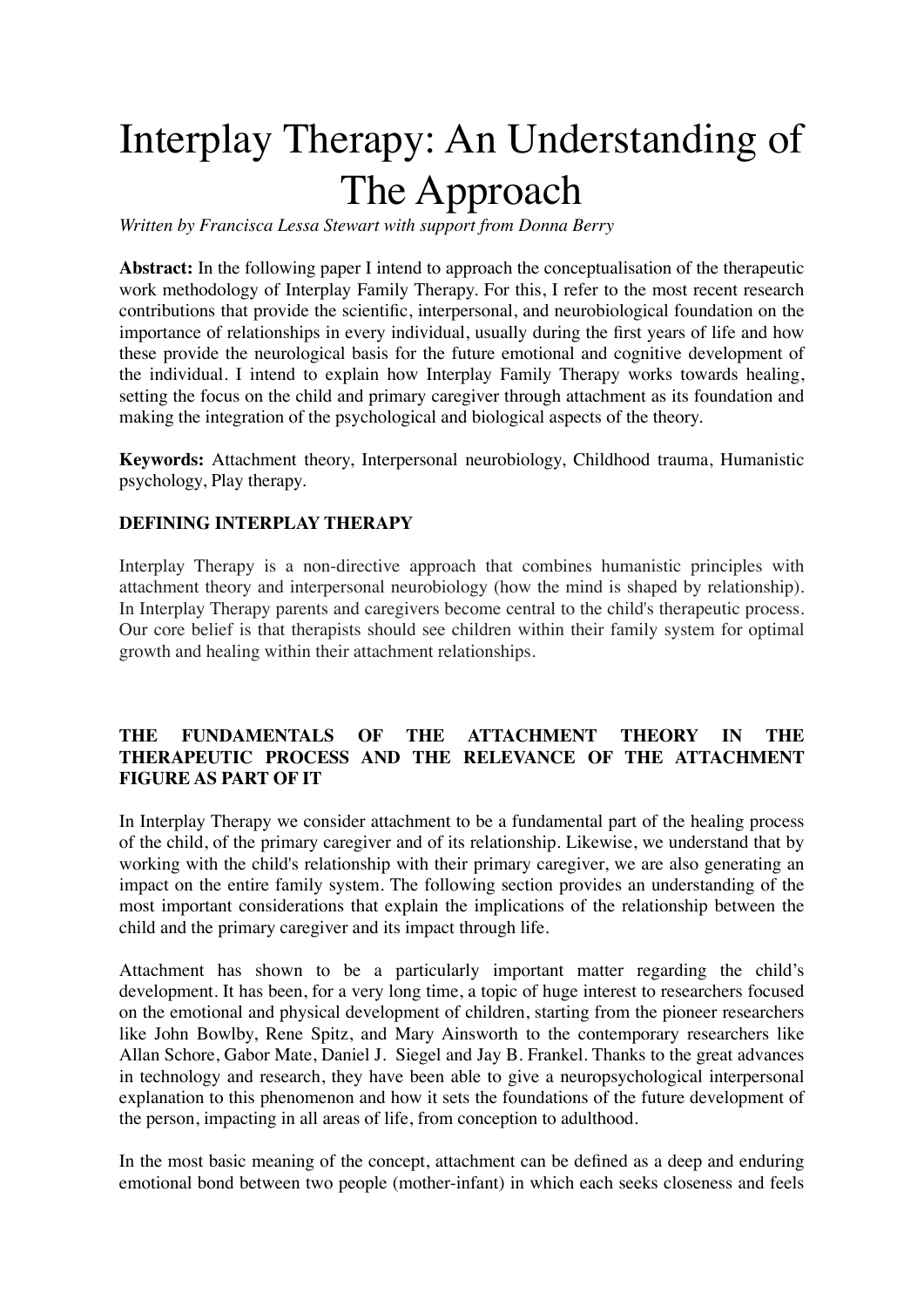# Interplay Therapy: An Understanding of The Approach

*Written by Francisca Lessa Stewart with support from Donna Berry*

**Abstract:** In the following paper I intend to approach the conceptualisation of the therapeutic work methodology of Interplay Family Therapy. For this, I refer to the most recent research contributions that provide the scientific, interpersonal, and neurobiological foundation on the importance of relationships in every individual, usually during the first years of life and how these provide the neurological basis for the future emotional and cognitive development of the individual. I intend to explain how Interplay Family Therapy works towards healing, setting the focus on the child and primary caregiver through attachment as its foundation and making the integration of the psychological and biological aspects of the theory.

**Keywords:** Attachment theory, Interpersonal neurobiology, Childhood trauma, Humanistic psychology, Play therapy.

## DEFINING INTERPLAY THERAPY

Interplay Therapy is a non-directive approach that combines humanistic principles with attachment theory and interpersonal neurobiology (how the mind is shaped by relationship). In Interplay Therapy parents and caregivers become central to the child's therapeutic process. Our core belief is that therapists should see children within their family system for optimal growth and healing within their attachment relationships.

## THE FUNDAMENTALS OF THE ATTACHMENT THEORY IN THE THERAPEUTIC PROCESS AND THE RELEVANCE OF THE ATTACHMENT FIGURE AS PART OF IT

In Interplay Therapy we consider attachment to be a fundamental part of the healing process of the child, of the primary caregiver and of its relationship. Likewise, we understand that by working with the child's relationship with their primary caregiver, we are also generating an impact on the entire family system. The following section provides an understanding of the most important considerations that explain the implications of the relationship between the child and the primary caregiver and its impact through life.

Attachment has shown to be a particularly important matter regarding the child's development. It has been, for a very long time, a topic of huge interest to researchers focused on the emotional and physical development of children, starting from the pioneer researchers like John Bowlby, Rene Spitz, and Mary Ainsworth to the contemporary researchers like Allan Schore, Gabor Mate, Daniel J. Siegel and Jay B. Frankel. Thanks to the great advances in technology and research, they have been able to give a neuropsychological interpersonal explanation to this phenomenon and how it sets the foundations of the future development of the person, impacting in all areas of life, from conception to adulthood.

In the most basic meaning of the concept, attachment can be defined as a deep and enduring emotional bond between two people (mother-infant) in which each seeks closeness and feels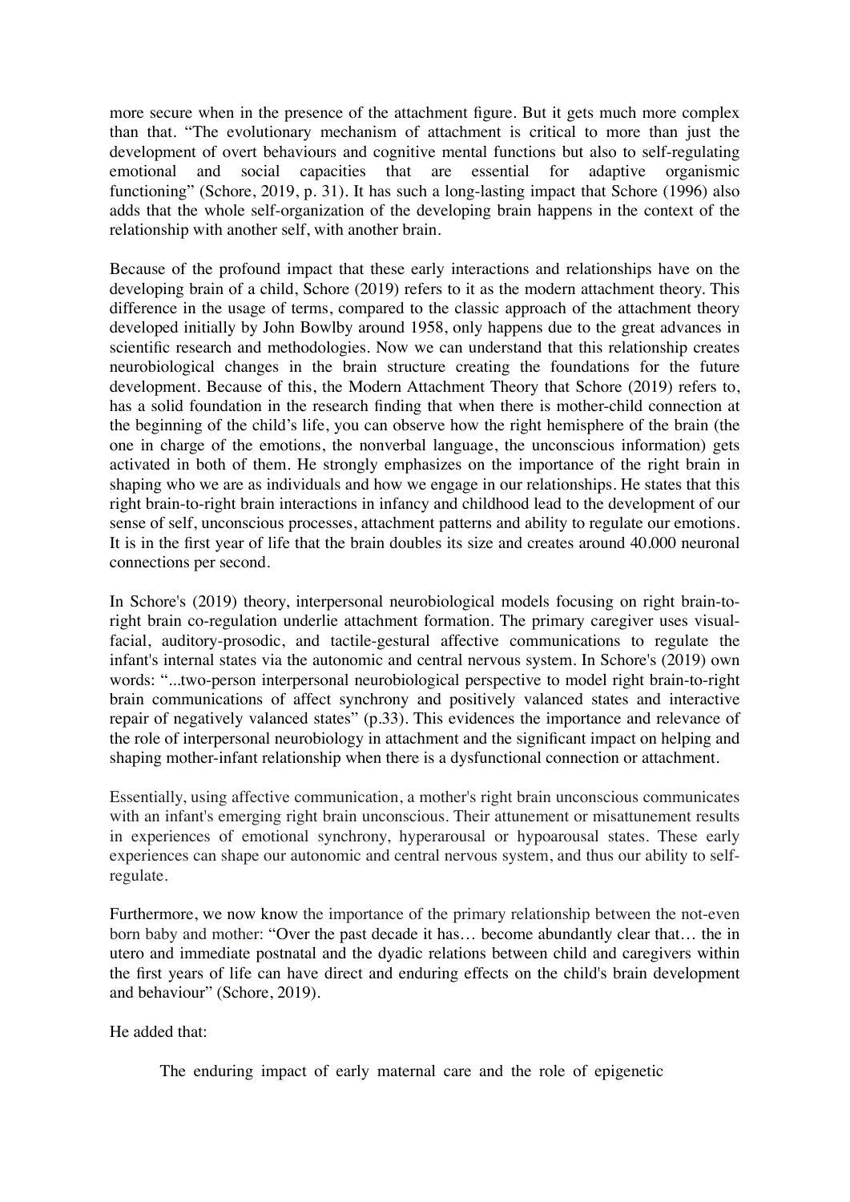more secure when in the presence of the attachment figure. But it gets much more complex than that. "The evolutionary mechanism of attachment is critical to more than just the development of overt behaviours and cognitive mental functions but also to self-regulating emotional and social capacities that are essential for adaptive organismic functioning" (Schore, 2019, p. 31). It has such a long-lasting impact that Schore (1996) also adds that the whole self-organization of the developing brain happens in the context of the relationship with another self, with another brain.

Because of the profound impact that these early interactions and relationships have on the developing brain of a child, Schore (2019) refers to it as the modern attachment theory. This difference in the usage of terms, compared to the classic approach of the attachment theory developed initially by John Bowlby around 1958, only happens due to the great advances in scientific research and methodologies. Now we can understand that this relationship creates neurobiological changes in the brain structure creating the foundations for the future development. Because of this, the Modern Attachment Theory that Schore (2019) refers to, has a solid foundation in the research finding that when there is mother-child connection at the beginning of the child's life, you can observe how the right hemisphere of the brain (the one in charge of the emotions, the nonverbal language, the unconscious information) gets activated in both of them. He strongly emphasizes on the importance of the right brain in shaping who we are as individuals and how we engage in our relationships. He states that this right brain-to-right brain interactions in infancy and childhood lead to the development of our sense of self, unconscious processes, attachment patterns and ability to regulate our emotions. It is in the first year of life that the brain doubles its size and creates around 40.000 neuronal connections per second.

In Schore's (2019) theory, interpersonal neurobiological models focusing on right brain-to-right brain co-regulation underlie attachment formation. The primary caregiver uses visual-facial, auditory-prosodic, and tactile-gestural affective communications to regulate the infant's internal states via the autonomic and central nervous system. In Schore's (2019) own words: "...two-person interpersonal neurobiological perspective to model right brain-to-right brain communications of affect synchrony and positively valanced states and interactive repair of negatively valanced states" (p.33). This evidences the importance and relevance of the role of interpersonal neurobiology in attachment and the significant impact on helping and shaping mother-infant relationship when there is a dysfunctional connection or attachment.

Essentially, using affective communication, a mother's right brain unconscious communicates with an infant's emerging right brain unconscious. Their attunement or misattunement results in experiences of emotional synchrony, hyperarousal or hypoarousal states. These early experiences can shape our autonomic and central nervous system, and thus our ability to self-regulate.

Furthermore, we now know the importance of the primary relationship between the not-even born baby and mother: "Over the past decade it has… become abundantly clear that… the in utero and immediate postnatal and the dyadic relations between child and caregivers within the first years of life can have direct and enduring effects on the child's brain development and behaviour" (Schore, 2019).

He added that:

> The enduring impact of early maternal care and the role of epigenetic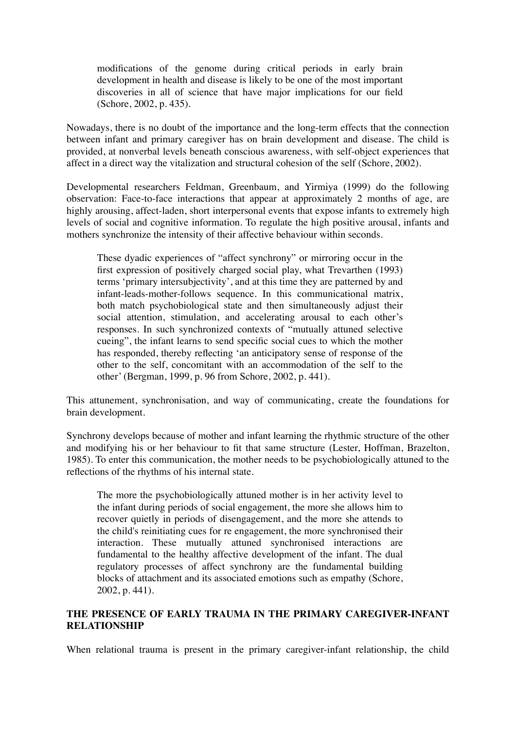modifications of the genome during critical periods in early brain development in health and disease is likely to be one of the most important discoveries in all of science that have major implications for our field (Schore, 2002, p. 435).

Nowadays, there is no doubt of the importance and the long-term effects that the connection between infant and primary caregiver has on brain development and disease. The child is provided, at nonverbal levels beneath conscious awareness, with self-object experiences that affect in a direct way the vitalization and structural cohesion of the self (Schore, 2002).

Developmental researchers Feldman, Greenbaum, and Yirmiya (1999) do the following observation: Face-to-face interactions that appear at approximately 2 months of age, are highly arousing, affect-laden, short interpersonal events that expose infants to extremely high levels of social and cognitive information. To regulate the high positive arousal, infants and mothers synchronize the intensity of their affective behaviour within seconds.

> These dyadic experiences of "affect synchrony" or mirroring occur in the first expression of positively charged social play, what Trevarthen (1993) terms 'primary intersubjectivity', and at this time they are patterned by and infant-leads-mother-follows sequence. In this communicational matrix, both match psychobiological state and then simultaneously adjust their social attention, stimulation, and accelerating arousal to each other's responses. In such synchronized contexts of "mutually attuned selective cueing", the infant learns to send specific social cues to which the mother has responded, thereby reflecting 'an anticipatory sense of response of the other to the self, concomitant with an accommodation of the self to the other' (Bergman, 1999, p. 96 from Schore, 2002, p. 441).

This attunement, synchronisation, and way of communicating, create the foundations for brain development.

Synchrony develops because of mother and infant learning the rhythmic structure of the other and modifying his or her behaviour to fit that same structure (Lester, Hoffman, Brazelton, 1985). To enter this communication, the mother needs to be psychobiologically attuned to the reflections of the rhythms of his internal state.

> The more the psychobiologically attuned mother is in her activity level to the infant during periods of social engagement, the more she allows him to recover quietly in periods of disengagement, and the more she attends to the child's reinitiating cues for re engagement, the more synchronised their interaction. These mutually attuned synchronised interactions are fundamental to the healthy affective development of the infant. The dual regulatory processes of affect synchrony are the fundamental building blocks of attachment and its associated emotions such as empathy (Schore, 2002, p. 441).

## THE PRESENCE OF EARLY TRAUMA IN THE PRIMARY CAREGIVER-INFANT RELATIONSHIP

When relational trauma is present in the primary caregiver-infant relationship, the child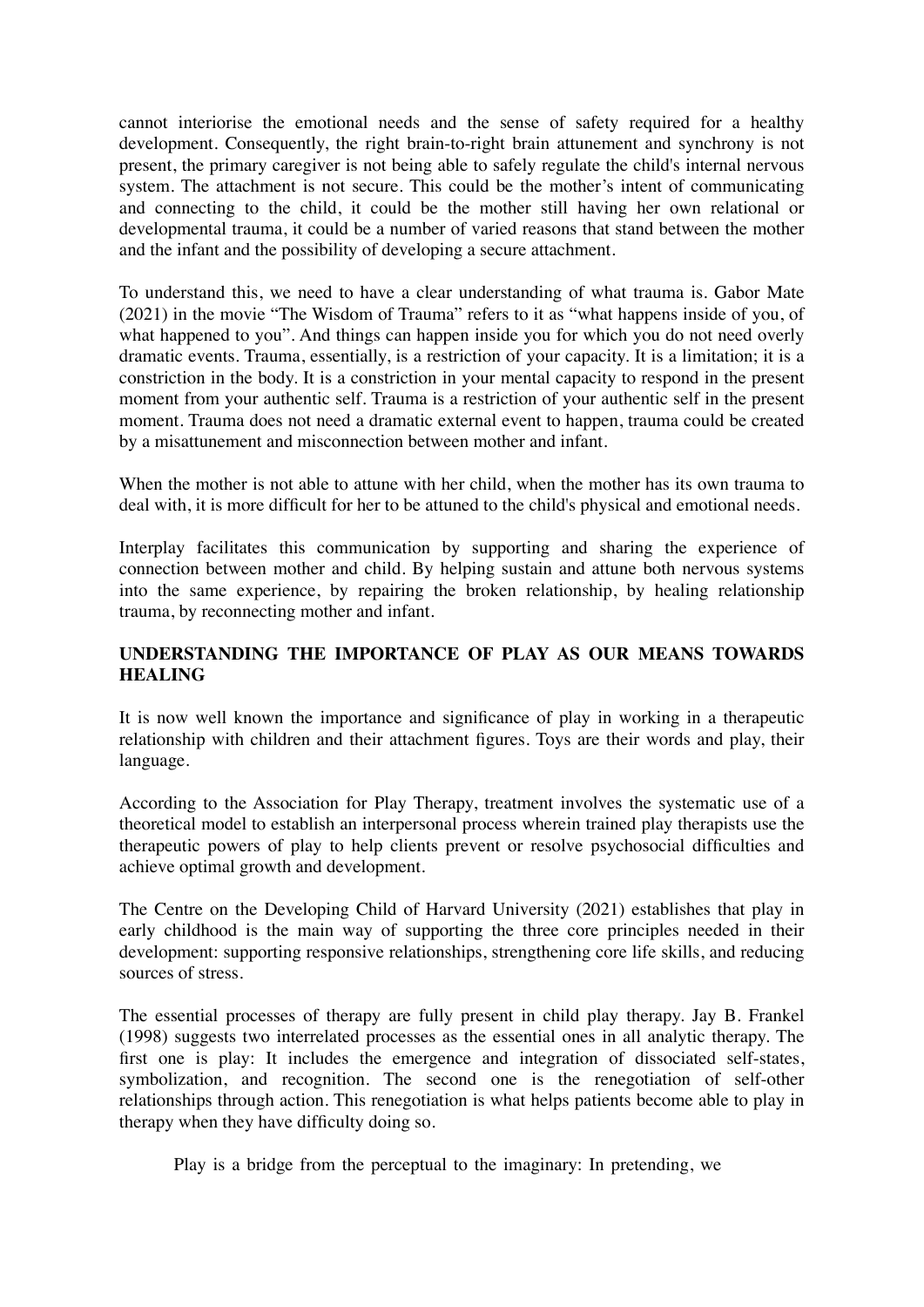cannot interiorise the emotional needs and the sense of safety required for a healthy development. Consequently, the right brain-to-right brain attunement and synchrony is not present, the primary caregiver is not being able to safely regulate the child's internal nervous system. The attachment is not secure. This could be the mother's intent of communicating and connecting to the child, it could be the mother still having her own relational or developmental trauma, it could be a number of varied reasons that stand between the mother and the infant and the possibility of developing a secure attachment.

To understand this, we need to have a clear understanding of what trauma is. Gabor Mate (2021) in the movie "The Wisdom of Trauma" refers to it as "what happens inside of you, of what happened to you". And things can happen inside you for which you do not need overly dramatic events. Trauma, essentially, is a restriction of your capacity. It is a limitation; it is a constriction in the body. It is a constriction in your mental capacity to respond in the present moment from your authentic self. Trauma is a restriction of your authentic self in the present moment. Trauma does not need a dramatic external event to happen, trauma could be created by a misattunement and misconnection between mother and infant.

When the mother is not able to attune with her child, when the mother has its own trauma to deal with, it is more difficult for her to be attuned to the child's physical and emotional needs.

Interplay facilitates this communication by supporting and sharing the experience of connection between mother and child. By helping sustain and attune both nervous systems into the same experience, by repairing the broken relationship, by healing relationship trauma, by reconnecting mother and infant.

## UNDERSTANDING THE IMPORTANCE OF PLAY AS OUR MEANS TOWARDS HEALING

It is now well known the importance and significance of play in working in a therapeutic relationship with children and their attachment figures. Toys are their words and play, their language.

According to the Association for Play Therapy, treatment involves the systematic use of a theoretical model to establish an interpersonal process wherein trained play therapists use the therapeutic powers of play to help clients prevent or resolve psychosocial difficulties and achieve optimal growth and development.

The Centre on the Developing Child of Harvard University (2021) establishes that play in early childhood is the main way of supporting the three core principles needed in their development: supporting responsive relationships, strengthening core life skills, and reducing sources of stress.

The essential processes of therapy are fully present in child play therapy. Jay B. Frankel (1998) suggests two interrelated processes as the essential ones in all analytic therapy. The first one is play: It includes the emergence and integration of dissociated self-states, symbolization, and recognition. The second one is the renegotiation of self-other relationships through action. This renegotiation is what helps patients become able to play in therapy when they have difficulty doing so.

> Play is a bridge from the perceptual to the imaginary: In pretending, we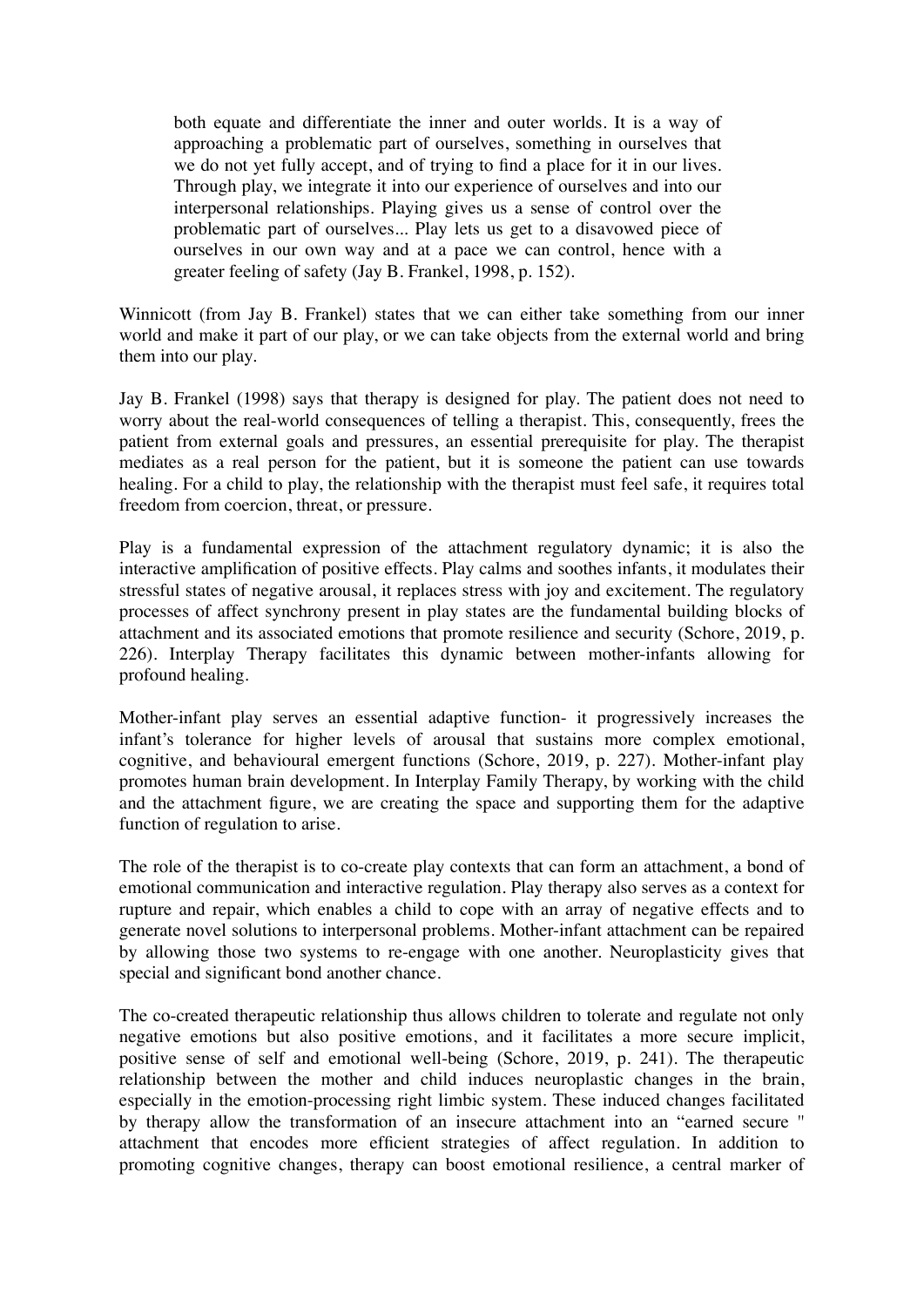> both equate and differentiate the inner and outer worlds. It is a way of approaching a problematic part of ourselves, something in ourselves that we do not yet fully accept, and of trying to find a place for it in our lives. Through play, we integrate it into our experience of ourselves and into our interpersonal relationships. Playing gives us a sense of control over the problematic part of ourselves... Play lets us get to a disavowed piece of ourselves in our own way and at a pace we can control, hence with a greater feeling of safety (Jay B. Frankel, 1998, p. 152).

Winnicott (from Jay B. Frankel) states that we can either take something from our inner world and make it part of our play, or we can take objects from the external world and bring them into our play.

Jay B. Frankel (1998) says that therapy is designed for play. The patient does not need to worry about the real-world consequences of telling a therapist. This, consequently, frees the patient from external goals and pressures, an essential prerequisite for play. The therapist mediates as a real person for the patient, but it is someone the patient can use towards healing. For a child to play, the relationship with the therapist must feel safe, it requires total freedom from coercion, threat, or pressure.

Play is a fundamental expression of the attachment regulatory dynamic; it is also the interactive amplification of positive effects. Play calms and soothes infants, it modulates their stressful states of negative arousal, it replaces stress with joy and excitement. The regulatory processes of affect synchrony present in play states are the fundamental building blocks of attachment and its associated emotions that promote resilience and security (Schore, 2019, p. 226). Interplay Therapy facilitates this dynamic between mother-infants allowing for profound healing.

Mother-infant play serves an essential adaptive function- it progressively increases the infant's tolerance for higher levels of arousal that sustains more complex emotional, cognitive, and behavioural emergent functions (Schore, 2019, p. 227). Mother-infant play promotes human brain development. In Interplay Family Therapy, by working with the child and the attachment figure, we are creating the space and supporting them for the adaptive function of regulation to arise.

The role of the therapist is to co-create play contexts that can form an attachment, a bond of emotional communication and interactive regulation. Play therapy also serves as a context for rupture and repair, which enables a child to cope with an array of negative effects and to generate novel solutions to interpersonal problems. Mother-infant attachment can be repaired by allowing those two systems to re-engage with one another. Neuroplasticity gives that special and significant bond another chance.

The co-created therapeutic relationship thus allows children to tolerate and regulate not only negative emotions but also positive emotions, and it facilitates a more secure implicit, positive sense of self and emotional well-being (Schore, 2019, p. 241). The therapeutic relationship between the mother and child induces neuroplastic changes in the brain, especially in the emotion-processing right limbic system. These induced changes facilitated by therapy allow the transformation of an insecure attachment into an "earned secure " attachment that encodes more efficient strategies of affect regulation. In addition to promoting cognitive changes, therapy can boost emotional resilience, a central marker of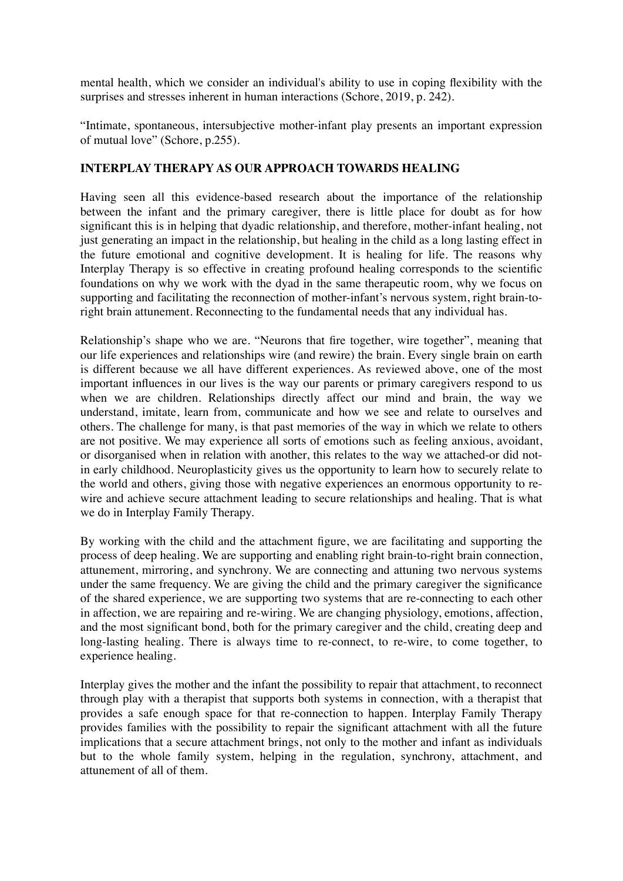mental health, which we consider an individual's ability to use in coping flexibility with the surprises and stresses inherent in human interactions (Schore, 2019, p. 242).

"Intimate, spontaneous, intersubjective mother-infant play presents an important expression of mutual love" (Schore, p.255).

**INTERPLAY THERAPY AS OUR APPROACH TOWARDS HEALING**

Having seen all this evidence-based research about the importance of the relationship between the infant and the primary caregiver, there is little place for doubt as for how significant this is in helping that dyadic relationship, and therefore, mother-infant healing, not just generating an impact in the relationship, but healing in the child as a long lasting effect in the future emotional and cognitive development. It is healing for life. The reasons why Interplay Therapy is so effective in creating profound healing corresponds to the scientific foundations on why we work with the dyad in the same therapeutic room, why we focus on supporting and facilitating the reconnection of mother-infant's nervous system, right brain-to-right brain attunement. Reconnecting to the fundamental needs that any individual has.

Relationship's shape who we are. "Neurons that fire together, wire together", meaning that our life experiences and relationships wire (and rewire) the brain. Every single brain on earth is different because we all have different experiences. As reviewed above, one of the most important influences in our lives is the way our parents or primary caregivers respond to us when we are children. Relationships directly affect our mind and brain, the way we understand, imitate, learn from, communicate and how we see and relate to ourselves and others. The challenge for many, is that past memories of the way in which we relate to others are not positive. We may experience all sorts of emotions such as feeling anxious, avoidant, or disorganised when in relation with another, this relates to the way we attached-or did not-in early childhood. Neuroplasticity gives us the opportunity to learn how to securely relate to the world and others, giving those with negative experiences an enormous opportunity to re-wire and achieve secure attachment leading to secure relationships and healing. That is what we do in Interplay Family Therapy.

By working with the child and the attachment figure, we are facilitating and supporting the process of deep healing. We are supporting and enabling right brain-to-right brain connection, attunement, mirroring, and synchrony. We are connecting and attuning two nervous systems under the same frequency. We are giving the child and the primary caregiver the significance of the shared experience, we are supporting two systems that are re-connecting to each other in affection, we are repairing and re-wiring. We are changing physiology, emotions, affection, and the most significant bond, both for the primary caregiver and the child, creating deep and long-lasting healing. There is always time to re-connect, to re-wire, to come together, to experience healing.

Interplay gives the mother and the infant the possibility to repair that attachment, to reconnect through play with a therapist that supports both systems in connection, with a therapist that provides a safe enough space for that re-connection to happen. Interplay Family Therapy provides families with the possibility to repair the significant attachment with all the future implications that a secure attachment brings, not only to the mother and infant as individuals but to the whole family system, helping in the regulation, synchrony, attachment, and attunement of all of them.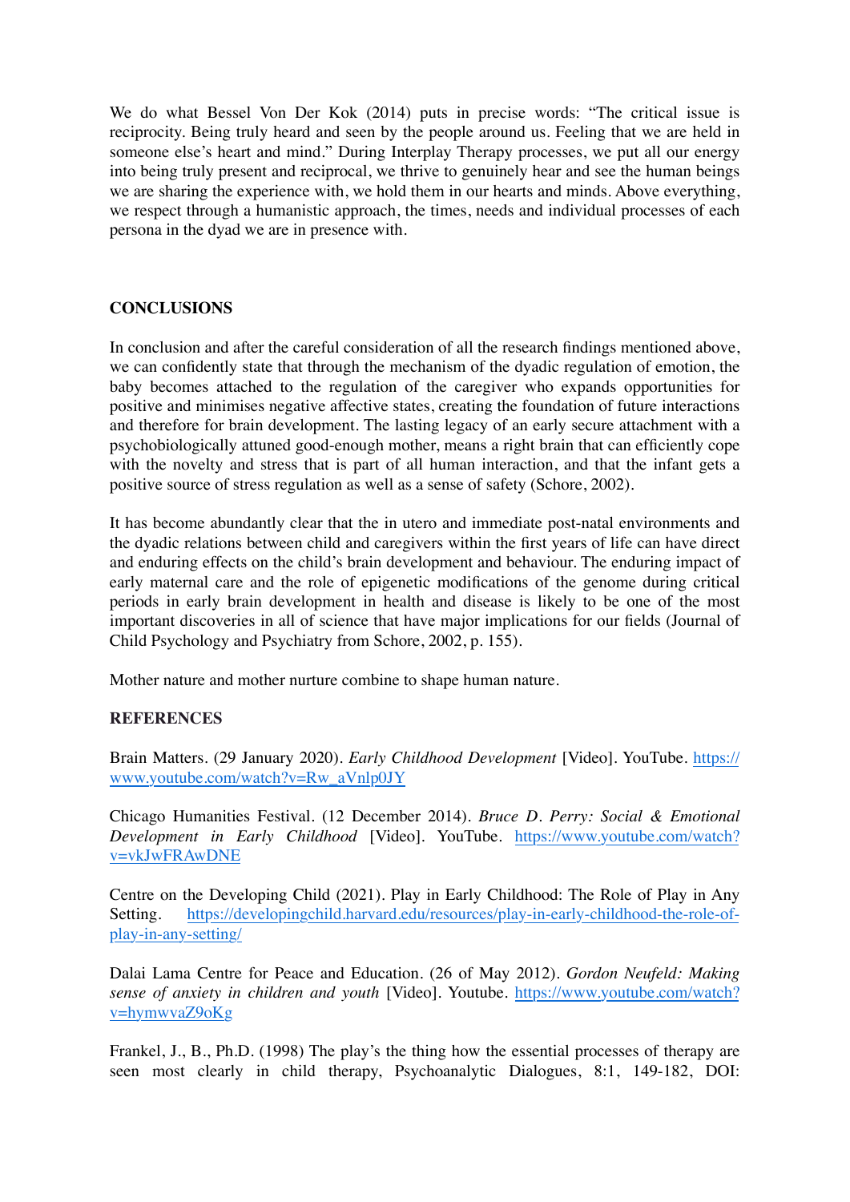We do what Bessel Von Der Kok (2014) puts in precise words: "The critical issue is reciprocity. Being truly heard and seen by the people around us. Feeling that we are held in someone else's heart and mind." During Interplay Therapy processes, we put all our energy into being truly present and reciprocal, we thrive to genuinely hear and see the human beings we are sharing the experience with, we hold them in our hearts and minds. Above everything, we respect through a humanistic approach, the times, needs and individual processes of each persona in the dyad we are in presence with.

**CONCLUSIONS**

In conclusion and after the careful consideration of all the research findings mentioned above, we can confidently state that through the mechanism of the dyadic regulation of emotion, the baby becomes attached to the regulation of the caregiver who expands opportunities for positive and minimises negative affective states, creating the foundation of future interactions and therefore for brain development. The lasting legacy of an early secure attachment with a psychobiologically attuned good-enough mother, means a right brain that can efficiently cope with the novelty and stress that is part of all human interaction, and that the infant gets a positive source of stress regulation as well as a sense of safety (Schore, 2002).

It has become abundantly clear that the in utero and immediate post-natal environments and the dyadic relations between child and caregivers within the first years of life can have direct and enduring effects on the child's brain development and behaviour. The enduring impact of early maternal care and the role of epigenetic modifications of the genome during critical periods in early brain development in health and disease is likely to be one of the most important discoveries in all of science that have major implications for our fields (Journal of Child Psychology and Psychiatry from Schore, 2002, p. 155).

Mother nature and mother nurture combine to shape human nature.

**REFERENCES**

Brain Matters. (29 January 2020). *Early Childhood Development* [Video]. YouTube. https://www.youtube.com/watch?v=Rw_aVnlp0JY

Chicago Humanities Festival. (12 December 2014). *Bruce D. Perry: Social & Emotional Development in Early Childhood* [Video]. YouTube. https://www.youtube.com/watch?v=vkJwFRAwDNE

Centre on the Developing Child (2021). Play in Early Childhood: The Role of Play in Any Setting. https://developingchild.harvard.edu/resources/play-in-early-childhood-the-role-of-play-in-any-setting/

Dalai Lama Centre for Peace and Education. (26 of May 2012). *Gordon Neufeld: Making sense of anxiety in children and youth* [Video]. Youtube. https://www.youtube.com/watch?v=hymwvaZ9oKg

Frankel, J., B., Ph.D. (1998) The play's the thing how the essential processes of therapy are seen most clearly in child therapy, Psychoanalytic Dialogues, 8:1, 149-182, DOI: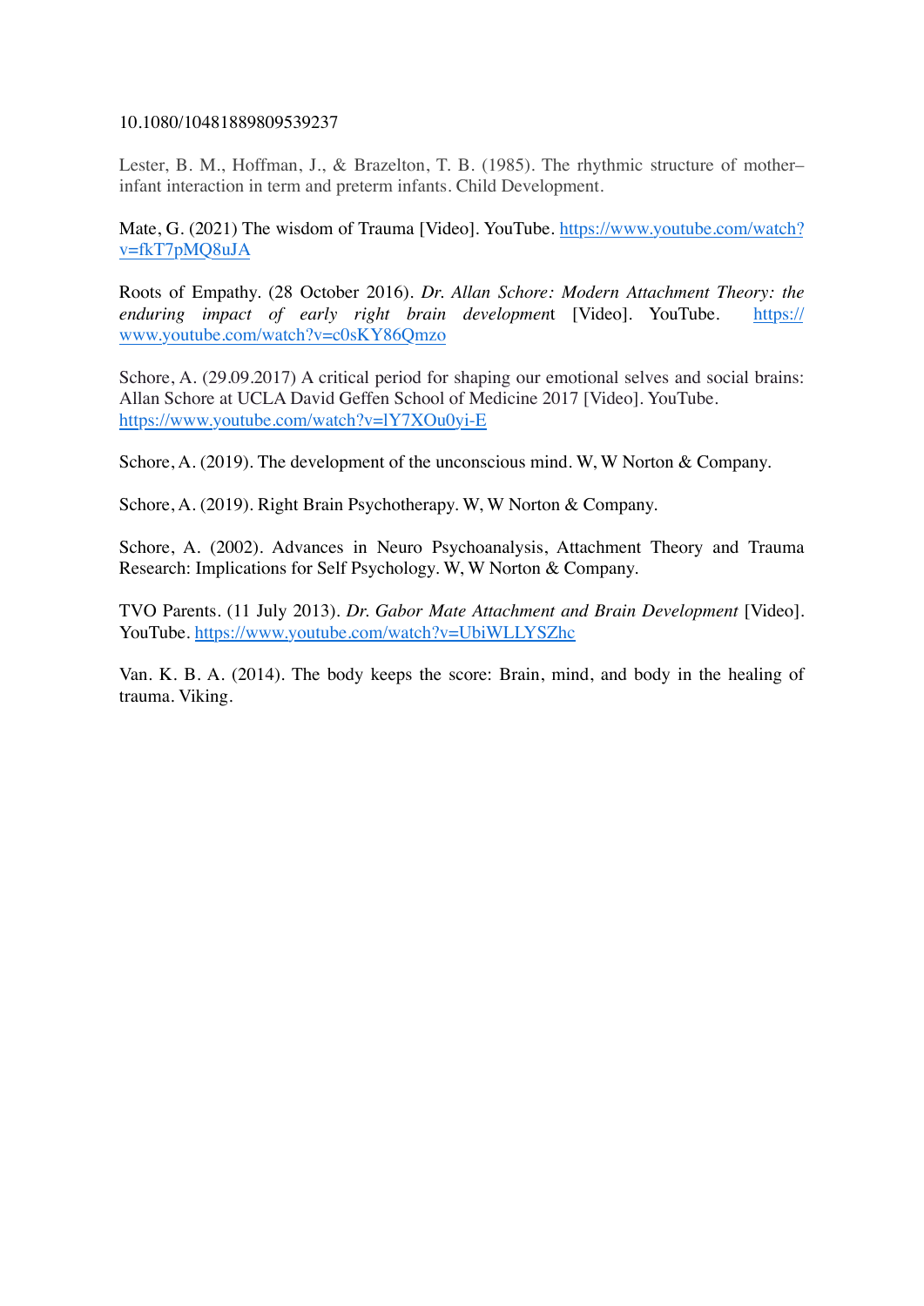10.1080/10481889809539237

Lester, B. M., Hoffman, J., & Brazelton, T. B. (1985). The rhythmic structure of mother–infant interaction in term and preterm infants. Child Development.

Mate, G. (2021) The wisdom of Trauma [Video]. YouTube. https://www.youtube.com/watch?v=fkT7pMQ8uJA

Roots of Empathy. (28 October 2016). *Dr. Allan Schore: Modern Attachment Theory: the enduring impact of early right brain developmen*t [Video]. YouTube. https://www.youtube.com/watch?v=c0sKY86Qmzo

Schore, A. (29.09.2017) A critical period for shaping our emotional selves and social brains: Allan Schore at UCLA David Geffen School of Medicine 2017 [Video]. YouTube. https://www.youtube.com/watch?v=lY7XOu0yi-E

Schore, A. (2019). The development of the unconscious mind. W, W Norton & Company.

Schore, A. (2019). Right Brain Psychotherapy. W, W Norton & Company.

Schore, A. (2002). Advances in Neuro Psychoanalysis, Attachment Theory and Trauma Research: Implications for Self Psychology. W, W Norton & Company.

TVO Parents. (11 July 2013). *Dr. Gabor Mate Attachment and Brain Development* [Video]. YouTube. https://www.youtube.com/watch?v=UbiWLLYSZhc

Van. K. B. A. (2014). The body keeps the score: Brain, mind, and body in the healing of trauma. Viking.